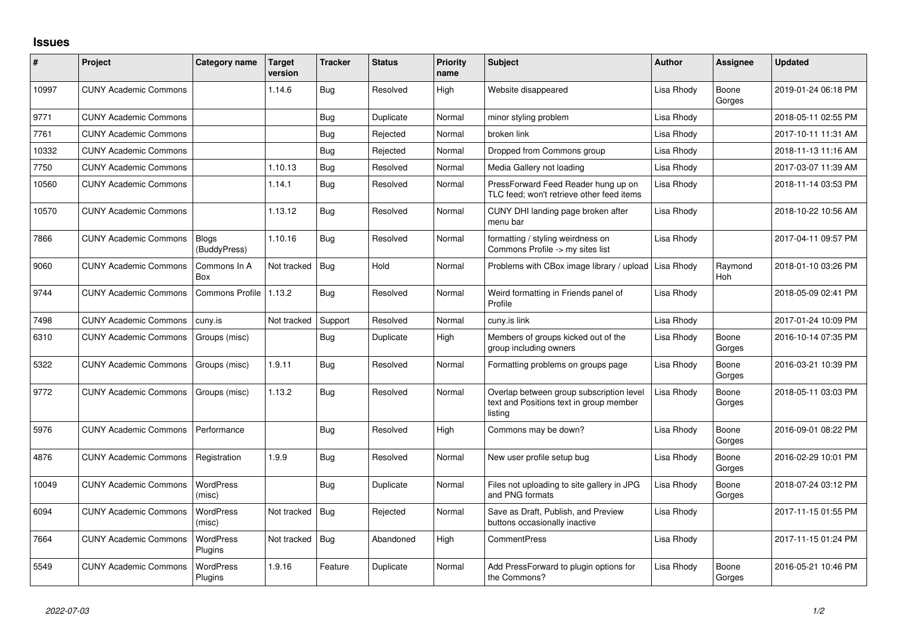# Issues

| # | Project | Category name | Target version | Tracker | Status | Priority name | Subject | Author | Assignee | Updated |
|---|---|---|---|---|---|---|---|---|---|---|
| 10997 | CUNY Academic Commons | | 1.14.6 | Bug | Resolved | High | Website disappeared | Lisa Rhody | Boone Gorges | 2019-01-24 06:18 PM |
| 9771 | CUNY Academic Commons | | | Bug | Duplicate | Normal | minor styling problem | Lisa Rhody | | 2018-05-11 02:55 PM |
| 7761 | CUNY Academic Commons | | | Bug | Rejected | Normal | broken link | Lisa Rhody | | 2017-10-11 11:31 AM |
| 10332 | CUNY Academic Commons | | | Bug | Rejected | Normal | Dropped from Commons group | Lisa Rhody | | 2018-11-13 11:16 AM |
| 7750 | CUNY Academic Commons | | 1.10.13 | Bug | Resolved | Normal | Media Gallery not loading | Lisa Rhody | | 2017-03-07 11:39 AM |
| 10560 | CUNY Academic Commons | | 1.14.1 | Bug | Resolved | Normal | PressForward Feed Reader hung up on TLC feed; won't retrieve other feed items | Lisa Rhody | | 2018-11-14 03:53 PM |
| 10570 | CUNY Academic Commons | | 1.13.12 | Bug | Resolved | Normal | CUNY DHI landing page broken after menu bar | Lisa Rhody | | 2018-10-22 10:56 AM |
| 7866 | CUNY Academic Commons | Blogs (BuddyPress) | 1.10.16 | Bug | Resolved | Normal | formatting / styling weirdness on Commons Profile -> my sites list | Lisa Rhody | | 2017-04-11 09:57 PM |
| 9060 | CUNY Academic Commons | Commons In A Box | Not tracked | Bug | Hold | Normal | Problems with CBox image library / upload | Lisa Rhody | Raymond Hoh | 2018-01-10 03:26 PM |
| 9744 | CUNY Academic Commons | Commons Profile | 1.13.2 | Bug | Resolved | Normal | Weird formatting in Friends panel of Profile | Lisa Rhody | | 2018-05-09 02:41 PM |
| 7498 | CUNY Academic Commons | cuny.is | Not tracked | Support | Resolved | Normal | cuny.is link | Lisa Rhody | | 2017-01-24 10:09 PM |
| 6310 | CUNY Academic Commons | Groups (misc) | | Bug | Duplicate | High | Members of groups kicked out of the group including owners | Lisa Rhody | Boone Gorges | 2016-10-14 07:35 PM |
| 5322 | CUNY Academic Commons | Groups (misc) | 1.9.11 | Bug | Resolved | Normal | Formatting problems on groups page | Lisa Rhody | Boone Gorges | 2016-03-21 10:39 PM |
| 9772 | CUNY Academic Commons | Groups (misc) | 1.13.2 | Bug | Resolved | Normal | Overlap between group subscription level text and Positions text in group member listing | Lisa Rhody | Boone Gorges | 2018-05-11 03:03 PM |
| 5976 | CUNY Academic Commons | Performance | | Bug | Resolved | High | Commons may be down? | Lisa Rhody | Boone Gorges | 2016-09-01 08:22 PM |
| 4876 | CUNY Academic Commons | Registration | 1.9.9 | Bug | Resolved | Normal | New user profile setup bug | Lisa Rhody | Boone Gorges | 2016-02-29 10:01 PM |
| 10049 | CUNY Academic Commons | WordPress (misc) | | Bug | Duplicate | Normal | Files not uploading to site gallery in JPG and PNG formats | Lisa Rhody | Boone Gorges | 2018-07-24 03:12 PM |
| 6094 | CUNY Academic Commons | WordPress (misc) | Not tracked | Bug | Rejected | Normal | Save as Draft, Publish, and Preview buttons occasionally inactive | Lisa Rhody | | 2017-11-15 01:55 PM |
| 7664 | CUNY Academic Commons | WordPress Plugins | Not tracked | Bug | Abandoned | High | CommentPress | Lisa Rhody | | 2017-11-15 01:24 PM |
| 5549 | CUNY Academic Commons | WordPress Plugins | 1.9.16 | Feature | Duplicate | Normal | Add PressForward to plugin options for the Commons? | Lisa Rhody | Boone Gorges | 2016-05-21 10:46 PM |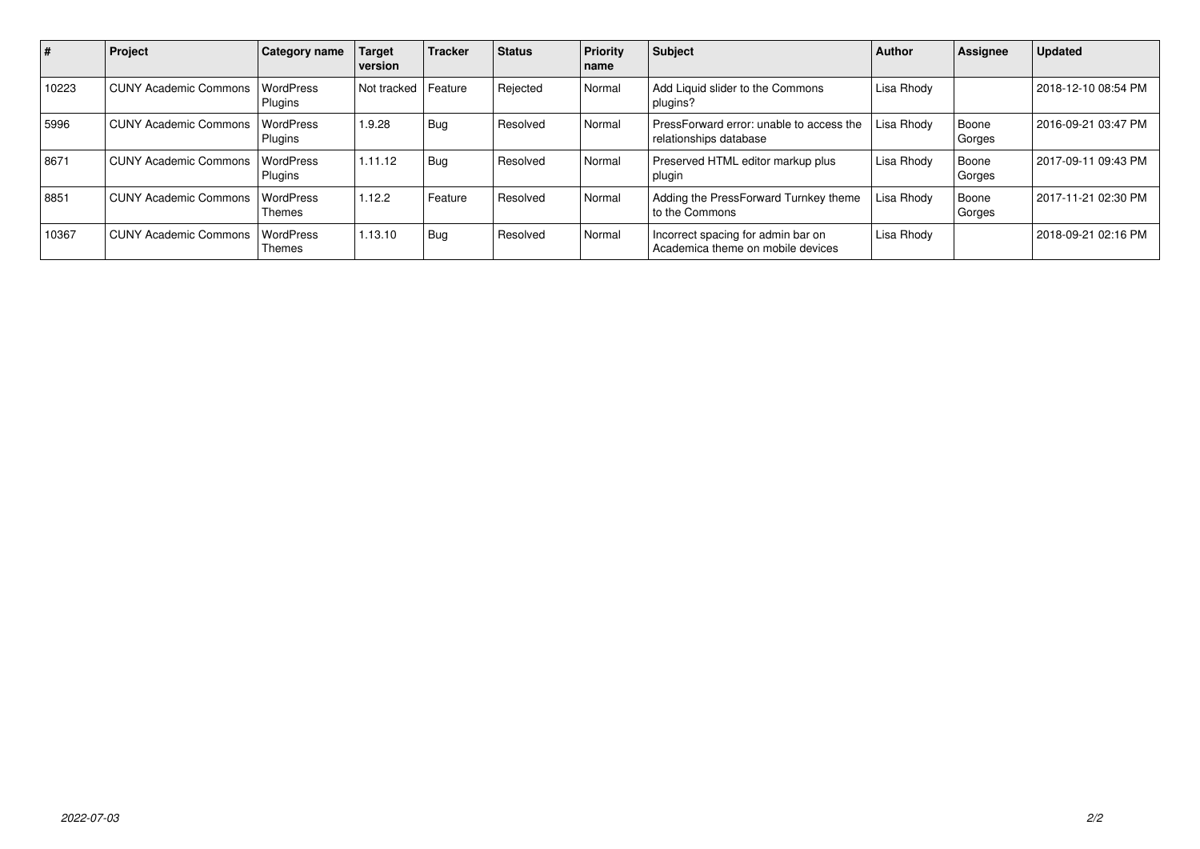| # | Project | Category name | Target version | Tracker | Status | Priority name | Subject | Author | Assignee | Updated |
|---|---|---|---|---|---|---|---|---|---|---|
| 10223 | CUNY Academic Commons | WordPress Plugins | Not tracked | Feature | Rejected | Normal | Add Liquid slider to the Commons plugins? | Lisa Rhody | | 2018-12-10 08:54 PM |
| 5996 | CUNY Academic Commons | WordPress Plugins | 1.9.28 | Bug | Resolved | Normal | PressForward error: unable to access the relationships database | Lisa Rhody | Boone Gorges | 2016-09-21 03:47 PM |
| 8671 | CUNY Academic Commons | WordPress Plugins | 1.11.12 | Bug | Resolved | Normal | Preserved HTML editor markup plus plugin | Lisa Rhody | Boone Gorges | 2017-09-11 09:43 PM |
| 8851 | CUNY Academic Commons | WordPress Themes | 1.12.2 | Feature | Resolved | Normal | Adding the PressForward Turnkey theme to the Commons | Lisa Rhody | Boone Gorges | 2017-11-21 02:30 PM |
| 10367 | CUNY Academic Commons | WordPress Themes | 1.13.10 | Bug | Resolved | Normal | Incorrect spacing for admin bar on Academica theme on mobile devices | Lisa Rhody | | 2018-09-21 02:16 PM |